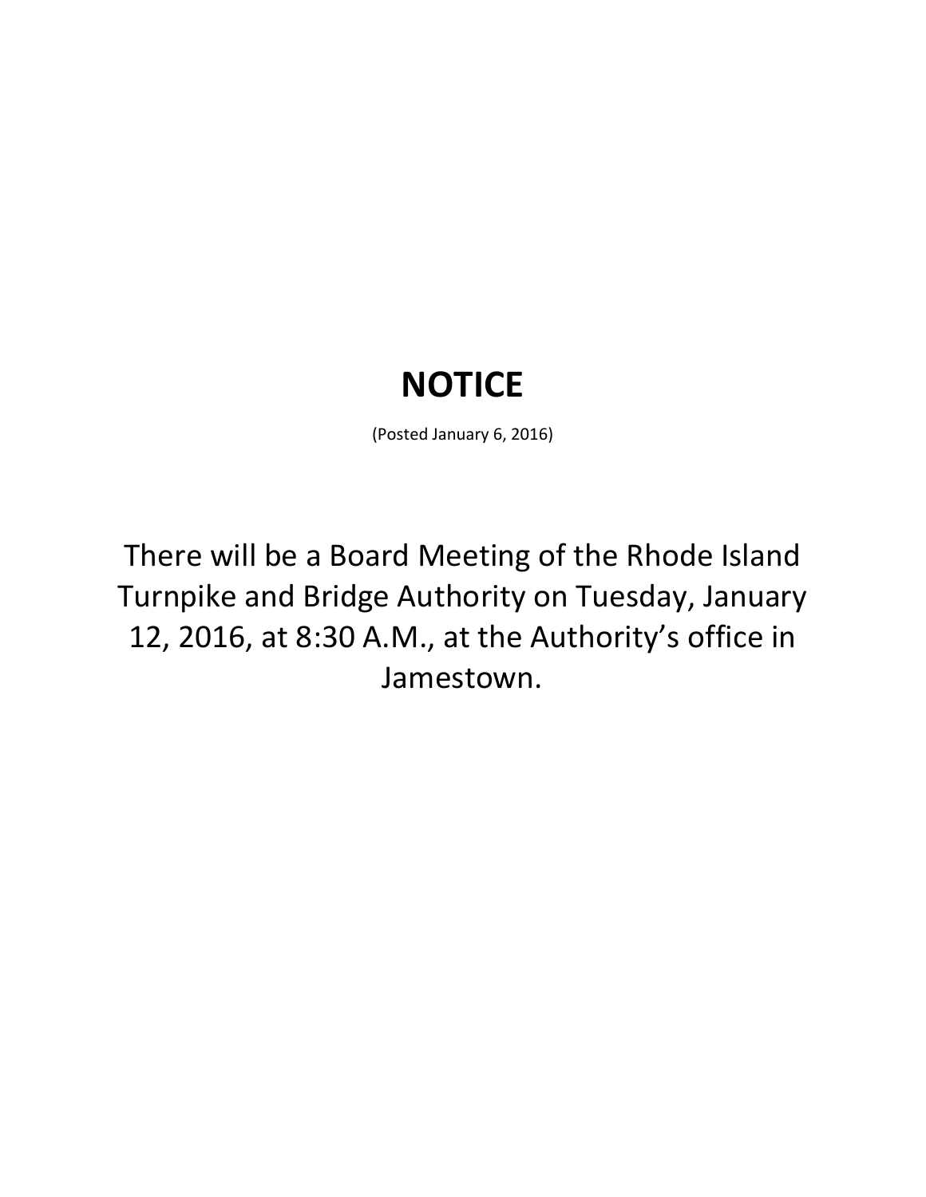# NOTICE

(Posted January 6, 2016)

There will be a Board Meeting of the Rhode Island Turnpike and Bridge Authority on Tuesday, January 12, 2016, at 8:30 A.M., at the Authority's office in Jamestown.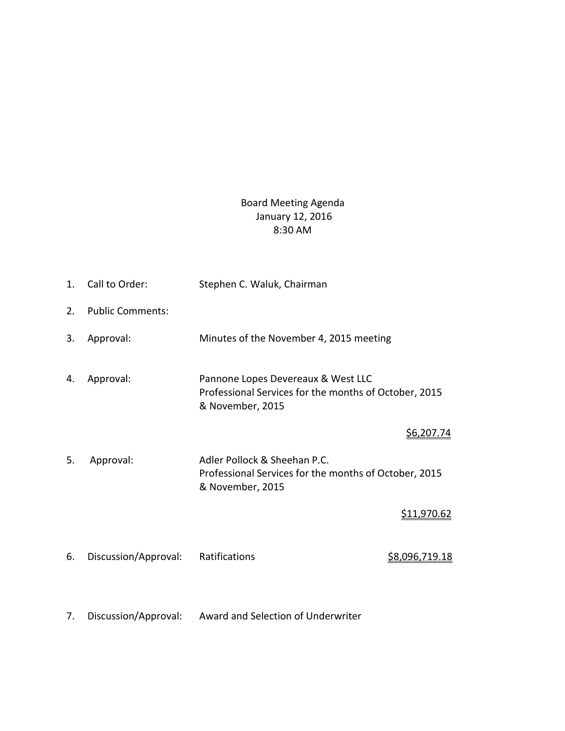Board Meeting Agenda
January 12, 2016
8:30 AM

1. Call to Order: Stephen C. Waluk, Chairman

2. Public Comments:

3. Approval: Minutes of the November 4, 2015 meeting

4. Approval: Pannone Lopes Devereaux & West LLC
   Professional Services for the months of October, 2015 & November, 2015

   $6,207.74

5. Approval: Adler Pollock & Sheehan P.C.
   Professional Services for the months of October, 2015 & November, 2015

   $11,970.62

6. Discussion/Approval: Ratifications $8,096,719.18

7. Discussion/Approval: Award and Selection of Underwriter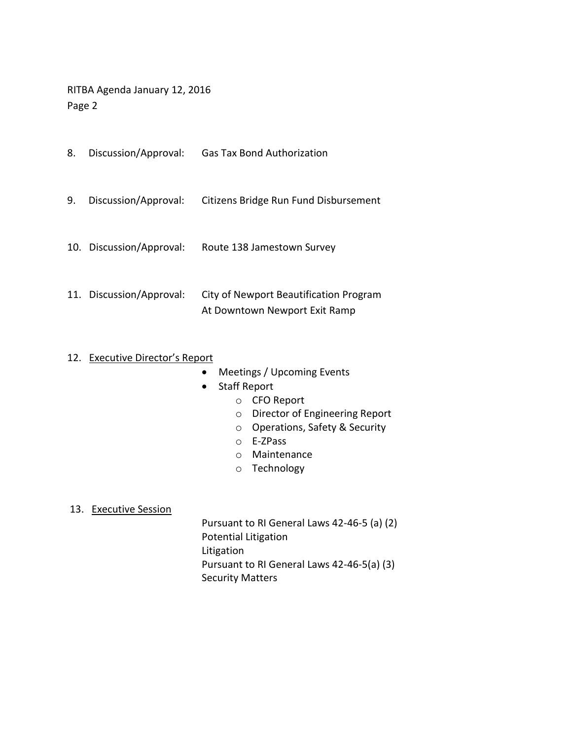8. Discussion/Approval: Gas Tax Bond Authorization

9. Discussion/Approval: Citizens Bridge Run Fund Disbursement

10. Discussion/Approval: Route 138 Jamestown Survey

11. Discussion/Approval: City of Newport Beautification Program At Downtown Newport Exit Ramp

12. Executive Director's Report
    - Meetings / Upcoming Events
    - Staff Report
        - CFO Report
        - Director of Engineering Report
        - Operations, Safety & Security
        - E-ZPass
        - Maintenance
        - Technology

13. Executive Session

    Pursuant to RI General Laws 42-46-5 (a) (2)
    Potential Litigation
    Litigation
    Pursuant to RI General Laws 42-46-5(a) (3)
    Security Matters